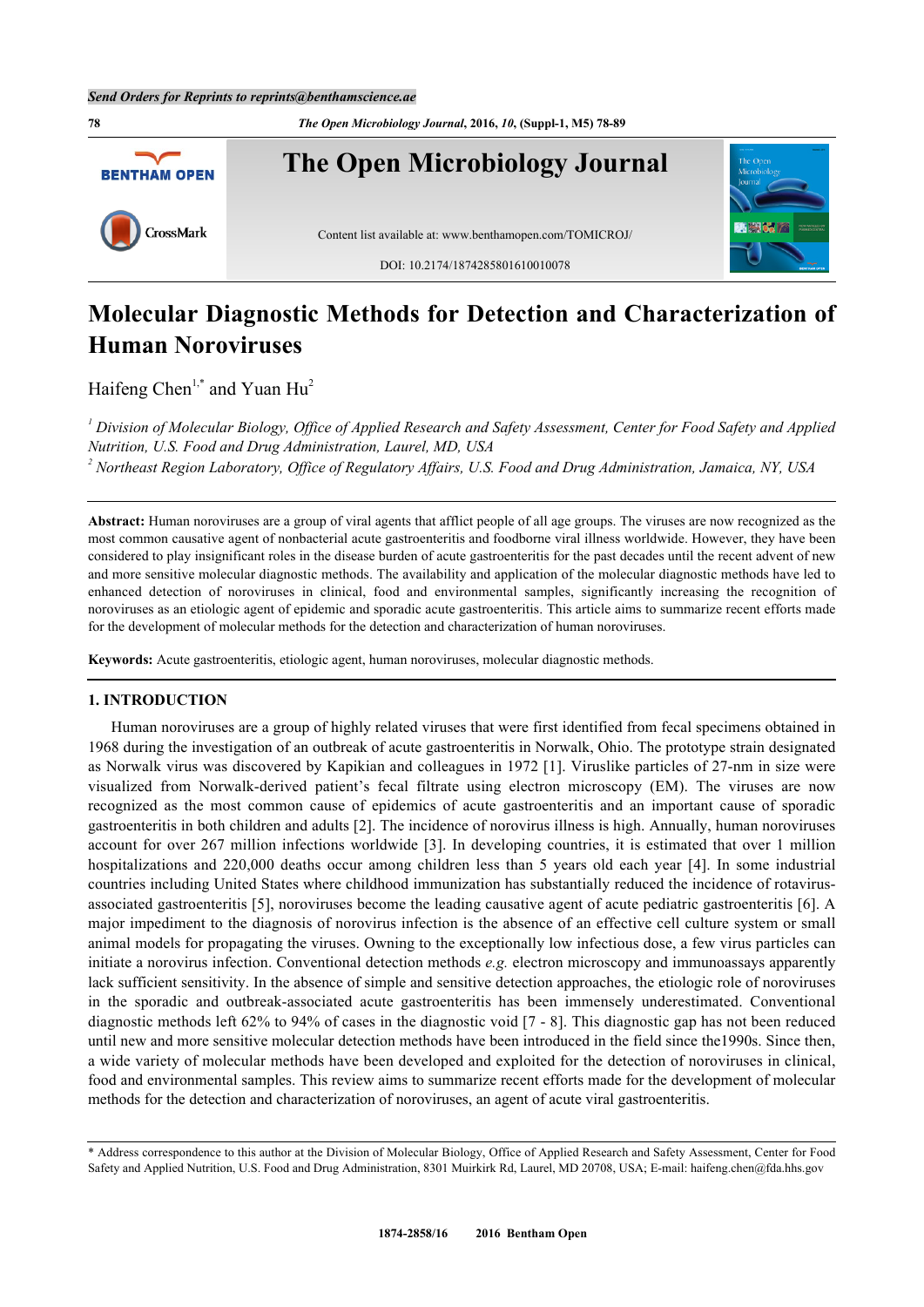# Molecular Diagnostic Methods for Detection and Characterization of Human Noroviruses

Haifeng Chen[1,*] and Yuan Hu[2]

[1] *Division of Molecular Biology, Office of Applied Research and Safety Assessment, Center for Food Safety and Applied Nutrition, U.S. Food and Drug Administration, Laurel, MD, USA*
[2] *Northeast Region Laboratory, Office of Regulatory Affairs, U.S. Food and Drug Administration, Jamaica, NY, USA*

**Abstract:** Human noroviruses are a group of viral agents that afflict people of all age groups. The viruses are now recognized as the most common causative agent of nonbacterial acute gastroenteritis and foodborne viral illness worldwide. However, they have been considered to play insignificant roles in the disease burden of acute gastroenteritis for the past decades until the recent advent of new and more sensitive molecular diagnostic methods. The availability and application of the molecular diagnostic methods have led to enhanced detection of noroviruses in clinical, food and environmental samples, significantly increasing the recognition of noroviruses as an etiologic agent of epidemic and sporadic acute gastroenteritis. This article aims to summarize recent efforts made for the development of molecular methods for the detection and characterization of human noroviruses.

**Keywords:** Acute gastroenteritis, etiologic agent, human noroviruses, molecular diagnostic methods.

## 1. INTRODUCTION

Human noroviruses are a group of highly related viruses that were first identified from fecal specimens obtained in 1968 during the investigation of an outbreak of acute gastroenteritis in Norwalk, Ohio. The prototype strain designated as Norwalk virus was discovered by Kapikian and colleagues in 1972 [1]. Viruslike particles of 27-nm in size were visualized from Norwalk-derived patient's fecal filtrate using electron microscopy (EM). The viruses are now recognized as the most common cause of epidemics of acute gastroenteritis and an important cause of sporadic gastroenteritis in both children and adults [2]. The incidence of norovirus illness is high. Annually, human noroviruses account for over 267 million infections worldwide [3]. In developing countries, it is estimated that over 1 million hospitalizations and 220,000 deaths occur among children less than 5 years old each year [4]. In some industrial countries including United States where childhood immunization has substantially reduced the incidence of rotavirus-associated gastroenteritis [5], noroviruses become the leading causative agent of acute pediatric gastroenteritis [6]. A major impediment to the diagnosis of norovirus infection is the absence of an effective cell culture system or small animal models for propagating the viruses. Owning to the exceptionally low infectious dose, a few virus particles can initiate a norovirus infection. Conventional detection methods *e.g.* electron microscopy and immunoassays apparently lack sufficient sensitivity. In the absence of simple and sensitive detection approaches, the etiologic role of noroviruses in the sporadic and outbreak-associated acute gastroenteritis has been immensely underestimated. Conventional diagnostic methods left 62% to 94% of cases in the diagnostic void [7 - 8]. This diagnostic gap has not been reduced until new and more sensitive molecular detection methods have been introduced in the field since the1990s. Since then, a wide variety of molecular methods have been developed and exploited for the detection of noroviruses in clinical, food and environmental samples. This review aims to summarize recent efforts made for the development of molecular methods for the detection and characterization of noroviruses, an agent of acute viral gastroenteritis.

\* Address correspondence to this author at the Division of Molecular Biology, Office of Applied Research and Safety Assessment, Center for Food Safety and Applied Nutrition, U.S. Food and Drug Administration, 8301 Muirkirk Rd, Laurel, MD 20708, USA; E-mail: haifeng.chen@fda.hhs.gov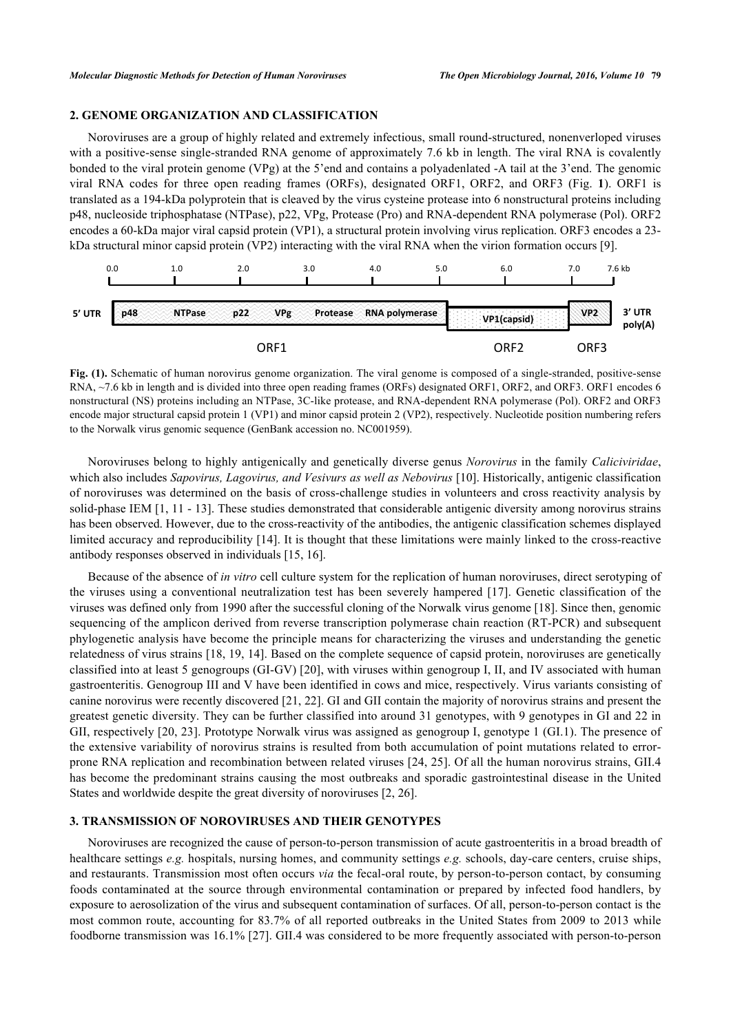## 2. GENOME ORGANIZATION AND CLASSIFICATION

Noroviruses are a group of highly related and extremely infectious, small round-structured, nonenverloped viruses with a positive-sense single-stranded RNA genome of approximately 7.6 kb in length. The viral RNA is covalently bonded to the viral protein genome (VPg) at the 5'end and contains a polyadenlated -A tail at the 3'end. The genomic viral RNA codes for three open reading frames (ORFs), designated ORF1, ORF2, and ORF3 (Fig. **1**). ORF1 is translated as a 194-kDa polyprotein that is cleaved by the virus cysteine protease into 6 nonstructural proteins including p48, nucleoside triphosphatase (NTPase), p22, VPg, Protease (Pro) and RNA-dependent RNA polymerase (Pol). ORF2 encodes a 60-kDa major viral capsid protein (VP1), a structural protein involving virus replication. ORF3 encodes a 23-kDa structural minor capsid protein (VP2) interacting with the viral RNA when the virion formation occurs [9].

0.0 1.0 2.0 3.0 4.0 5.0 6.0 7.0 7.6 kb

5' UTR | p48 NTPase p22 VPg Protease RNA polymerase | VP1(capsid) | VP2 | 3' UTR poly(A)

ORF1 ORF2 ORF3

**Fig. (1).** Schematic of human norovirus genome organization. The viral genome is composed of a single-stranded, positive-sense RNA, ~7.6 kb in length and is divided into three open reading frames (ORFs) designated ORF1, ORF2, and ORF3. ORF1 encodes 6 nonstructural (NS) proteins including an NTPase, 3C-like protease, and RNA-dependent RNA polymerase (Pol). ORF2 and ORF3 encode major structural capsid protein 1 (VP1) and minor capsid protein 2 (VP2), respectively. Nucleotide position numbering refers to the Norwalk virus genomic sequence (GenBank accession no. NC001959).

Noroviruses belong to highly antigenically and genetically diverse genus *Norovirus* in the family *Caliciviridae*, which also includes *Sapovirus, Lagovirus, and Vesivurs as well as Nebovirus* [10]. Historically, antigenic classification of noroviruses was determined on the basis of cross-challenge studies in volunteers and cross reactivity analysis by solid-phase IEM [1, 11 - 13]. These studies demonstrated that considerable antigenic diversity among norovirus strains has been observed. However, due to the cross-reactivity of the antibodies, the antigenic classification schemes displayed limited accuracy and reproducibility [14]. It is thought that these limitations were mainly linked to the cross-reactive antibody responses observed in individuals [15, 16].

Because of the absence of *in vitro* cell culture system for the replication of human noroviruses, direct serotyping of the viruses using a conventional neutralization test has been severely hampered [17]. Genetic classification of the viruses was defined only from 1990 after the successful cloning of the Norwalk virus genome [18]. Since then, genomic sequencing of the amplicon derived from reverse transcription polymerase chain reaction (RT-PCR) and subsequent phylogenetic analysis have become the principle means for characterizing the viruses and understanding the genetic relatedness of virus strains [18, 19, 14]. Based on the complete sequence of capsid protein, noroviruses are genetically classified into at least 5 genogroups (GI-GV) [20], with viruses within genogroup I, II, and IV associated with human gastroenteritis. Genogroup III and V have been identified in cows and mice, respectively. Virus variants consisting of canine norovirus were recently discovered [21, 22]. GI and GII contain the majority of norovirus strains and present the greatest genetic diversity. They can be further classified into around 31 genotypes, with 9 genotypes in GI and 22 in GII, respectively [20, 23]. Prototype Norwalk virus was assigned as genogroup I, genotype 1 (GI.1). The presence of the extensive variability of norovirus strains is resulted from both accumulation of point mutations related to error-prone RNA replication and recombination between related viruses [24, 25]. Of all the human norovirus strains, GII.4 has become the predominant strains causing the most outbreaks and sporadic gastrointestinal disease in the United States and worldwide despite the great diversity of noroviruses [2, 26].

## 3. TRANSMISSION OF NOROVIRUSES AND THEIR GENOTYPES

Noroviruses are recognized the cause of person-to-person transmission of acute gastroenteritis in a broad breadth of healthcare settings *e.g.* hospitals, nursing homes, and community settings *e.g.* schools, day-care centers, cruise ships, and restaurants. Transmission most often occurs *via* the fecal-oral route, by person-to-person contact, by consuming foods contaminated at the source through environmental contamination or prepared by infected food handlers, by exposure to aerosolization of the virus and subsequent contamination of surfaces. Of all, person-to-person contact is the most common route, accounting for 83.7% of all reported outbreaks in the United States from 2009 to 2013 while foodborne transmission was 16.1% [27]. GII.4 was considered to be more frequently associated with person-to-person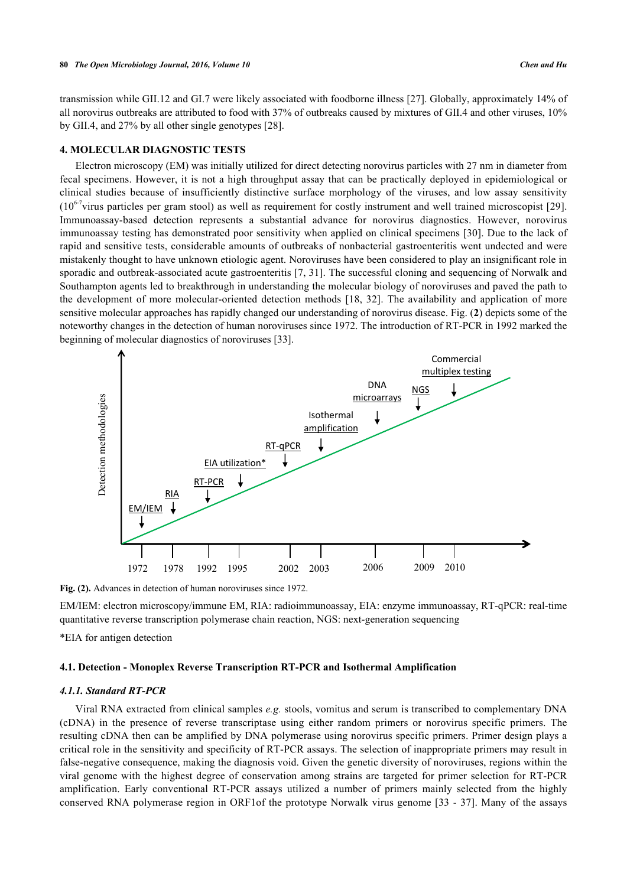transmission while GII.12 and GI.7 were likely associated with foodborne illness [27]. Globally, approximately 14% of all norovirus outbreaks are attributed to food with 37% of outbreaks caused by mixtures of GII.4 and other viruses, 10% by GII.4, and 27% by all other single genotypes [28].

## 4. MOLECULAR DIAGNOSTIC TESTS

Electron microscopy (EM) was initially utilized for direct detecting norovirus particles with 27 nm in diameter from fecal specimens. However, it is not a high throughput assay that can be practically deployed in epidemiological or clinical studies because of insufficiently distinctive surface morphology of the viruses, and low assay sensitivity ($10^{6-7}$virus particles per gram stool) as well as requirement for costly instrument and well trained microscopist [29]. Immunoassay-based detection represents a substantial advance for norovirus diagnostics. However, norovirus immunoassay testing has demonstrated poor sensitivity when applied on clinical specimens [30]. Due to the lack of rapid and sensitive tests, considerable amounts of outbreaks of nonbacterial gastroenteritis went undected and were mistakenly thought to have unknown etiologic agent. Noroviruses have been considered to play an insignificant role in sporadic and outbreak-associated acute gastroenteritis [7, 31]. The successful cloning and sequencing of Norwalk and Southampton agents led to breakthrough in understanding the molecular biology of noroviruses and paved the path to the development of more molecular-oriented detection methods [18, 32]. The availability and application of more sensitive molecular approaches has rapidly changed our understanding of norovirus disease. Fig. (**2**) depicts some of the noteworthy changes in the detection of human noroviruses since 1972. The introduction of RT-PCR in 1992 marked the beginning of molecular diagnostics of noroviruses [33].

**Fig. (2).** Advances in detection of human noroviruses since 1972.

EM/IEM: electron microscopy/immune EM, RIA: radioimmunoassay, EIA: enzyme immunoassay, RT-qPCR: real-time quantitative reverse transcription polymerase chain reaction, NGS: next-generation sequencing

*EIA for antigen detection

### 4.1. Detection - Monoplex Reverse Transcription RT-PCR and Isothermal Amplification

#### *4.1.1. Standard RT-PCR*

Viral RNA extracted from clinical samples *e.g.* stools, vomitus and serum is transcribed to complementary DNA (cDNA) in the presence of reverse transcriptase using either random primers or norovirus specific primers. The resulting cDNA then can be amplified by DNA polymerase using norovirus specific primers. Primer design plays a critical role in the sensitivity and specificity of RT-PCR assays. The selection of inappropriate primers may result in false-negative consequence, making the diagnosis void. Given the genetic diversity of noroviruses, regions within the viral genome with the highest degree of conservation among strains are targeted for primer selection for RT-PCR amplification. Early conventional RT-PCR assays utilized a number of primers mainly selected from the highly conserved RNA polymerase region in ORF1of the prototype Norwalk virus genome [33 - 37]. Many of the assays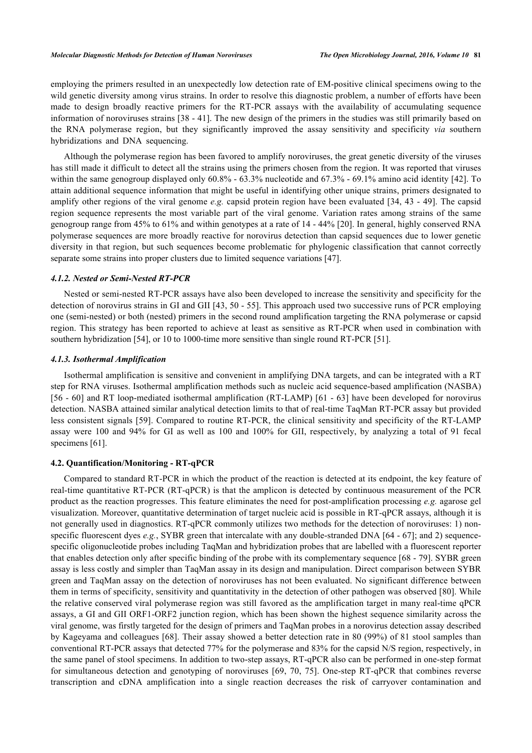employing the primers resulted in an unexpectedly low detection rate of EM-positive clinical specimens owing to the wild genetic diversity among virus strains. In order to resolve this diagnostic problem, a number of efforts have been made to design broadly reactive primers for the RT-PCR assays with the availability of accumulating sequence information of noroviruses strains [38 - 41]. The new design of the primers in the studies was still primarily based on the RNA polymerase region, but they significantly improved the assay sensitivity and specificity *via* southern hybridizations and DNA sequencing.

Although the polymerase region has been favored to amplify noroviruses, the great genetic diversity of the viruses has still made it difficult to detect all the strains using the primers chosen from the region. It was reported that viruses within the same genogroup displayed only 60.8% - 63.3% nucleotide and 67.3% - 69.1% amino acid identity [42]. To attain additional sequence information that might be useful in identifying other unique strains, primers designated to amplify other regions of the viral genome *e.g.* capsid protein region have been evaluated [34, 43 - 49]. The capsid region sequence represents the most variable part of the viral genome. Variation rates among strains of the same genogroup range from 45% to 61% and within genotypes at a rate of 14 - 44% [20]. In general, highly conserved RNA polymerase sequences are more broadly reactive for norovirus detection than capsid sequences due to lower genetic diversity in that region, but such sequences become problematic for phylogenic classification that cannot correctly separate some strains into proper clusters due to limited sequence variations [47].

#### *4.1.2. Nested or Semi-Nested RT-PCR*

Nested or semi-nested RT-PCR assays have also been developed to increase the sensitivity and specificity for the detection of norovirus strains in GI and GII [43, 50 - 55]. This approach used two successive runs of PCR employing one (semi-nested) or both (nested) primers in the second round amplification targeting the RNA polymerase or capsid region. This strategy has been reported to achieve at least as sensitive as RT-PCR when used in combination with southern hybridization [54], or 10 to 1000-time more sensitive than single round RT-PCR [51].

#### *4.1.3. Isothermal Amplification*

Isothermal amplification is sensitive and convenient in amplifying DNA targets, and can be integrated with a RT step for RNA viruses. Isothermal amplification methods such as nucleic acid sequence-based amplification (NASBA) [56 - 60] and RT loop-mediated isothermal amplification (RT-LAMP) [61 - 63] have been developed for norovirus detection. NASBA attained similar analytical detection limits to that of real-time TaqMan RT-PCR assay but provided less consistent signals [59]. Compared to routine RT-PCR, the clinical sensitivity and specificity of the RT-LAMP assay were 100 and 94% for GI as well as 100 and 100% for GII, respectively, by analyzing a total of 91 fecal specimens [61].

### 4.2. Quantification/Monitoring - RT-qPCR

Compared to standard RT-PCR in which the product of the reaction is detected at its endpoint, the key feature of real-time quantitative RT-PCR (RT-qPCR) is that the amplicon is detected by continuous measurement of the PCR product as the reaction progresses. This feature eliminates the need for post-amplification processing *e.g.* agarose gel visualization. Moreover, quantitative determination of target nucleic acid is possible in RT-qPCR assays, although it is not generally used in diagnostics. RT-qPCR commonly utilizes two methods for the detection of noroviruses: 1) non-specific fluorescent dyes *e.g.*, SYBR green that intercalate with any double-stranded DNA [64 - 67]; and 2) sequence-specific oligonucleotide probes including TaqMan and hybridization probes that are labelled with a fluorescent reporter that enables detection only after specific binding of the probe with its complementary sequence [68 - 79]. SYBR green assay is less costly and simpler than TaqMan assay in its design and manipulation. Direct comparison between SYBR green and TaqMan assay on the detection of noroviruses has not been evaluated. No significant difference between them in terms of specificity, sensitivity and quantitativity in the detection of other pathogen was observed [80]. While the relative conserved viral polymerase region was still favored as the amplification target in many real-time qPCR assays, a GI and GII ORF1-ORF2 junction region, which has been shown the highest sequence similarity across the viral genome, was firstly targeted for the design of primers and TaqMan probes in a norovirus detection assay described by Kageyama and colleagues [68]. Their assay showed a better detection rate in 80 (99%) of 81 stool samples than conventional RT-PCR assays that detected 77% for the polymerase and 83% for the capsid N/S region, respectively, in the same panel of stool specimens. In addition to two-step assays, RT-qPCR also can be performed in one-step format for simultaneous detection and genotyping of noroviruses [69, 70, 75]. One-step RT-qPCR that combines reverse transcription and cDNA amplification into a single reaction decreases the risk of carryover contamination and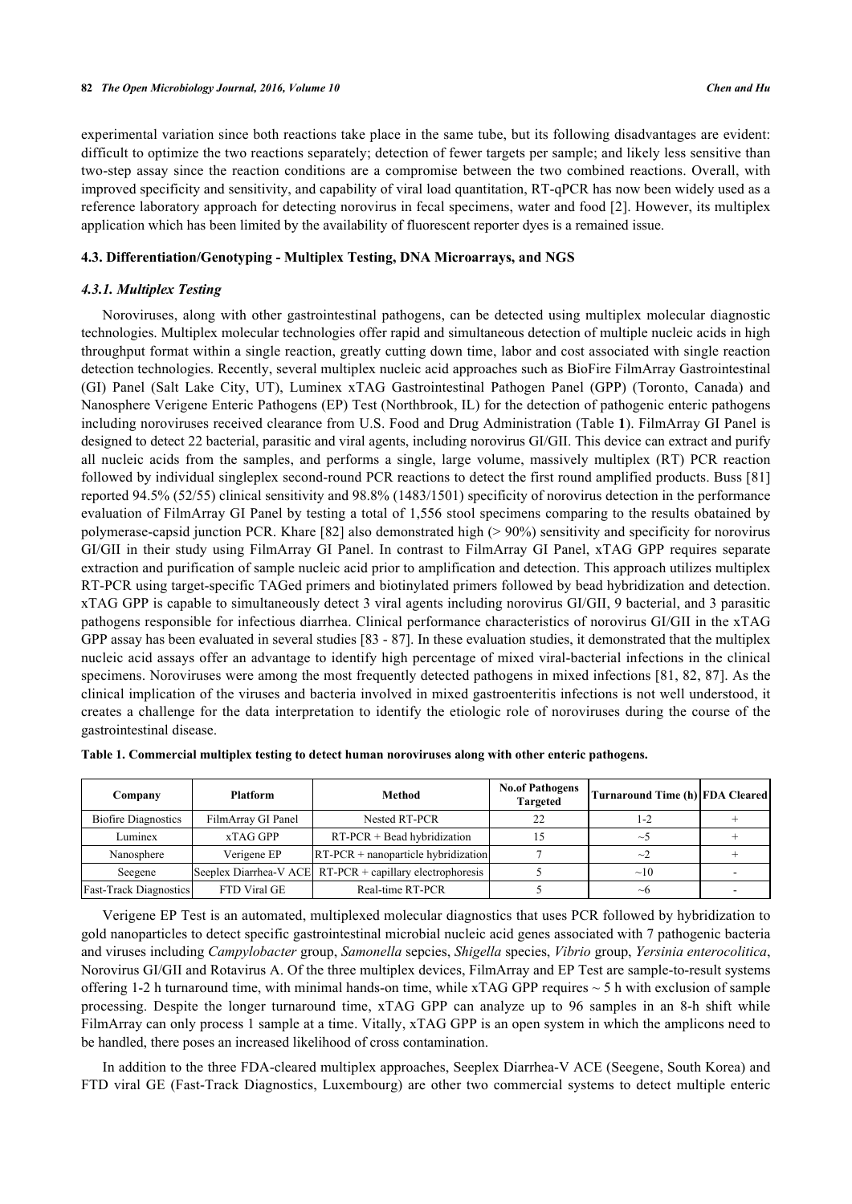experimental variation since both reactions take place in the same tube, but its following disadvantages are evident: difficult to optimize the two reactions separately; detection of fewer targets per sample; and likely less sensitive than two-step assay since the reaction conditions are a compromise between the two combined reactions. Overall, with improved specificity and sensitivity, and capability of viral load quantitation, RT-qPCR has now been widely used as a reference laboratory approach for detecting norovirus in fecal specimens, water and food [2]. However, its multiplex application which has been limited by the availability of fluorescent reporter dyes is a remained issue.

### 4.3. Differentiation/Genotyping - Multiplex Testing, DNA Microarrays, and NGS

#### *4.3.1. Multiplex Testing*

Noroviruses, along with other gastrointestinal pathogens, can be detected using multiplex molecular diagnostic technologies. Multiplex molecular technologies offer rapid and simultaneous detection of multiple nucleic acids in high throughput format within a single reaction, greatly cutting down time, labor and cost associated with single reaction detection technologies. Recently, several multiplex nucleic acid approaches such as BioFire FilmArray Gastrointestinal (GI) Panel (Salt Lake City, UT), Luminex xTAG Gastrointestinal Pathogen Panel (GPP) (Toronto, Canada) and Nanosphere Verigene Enteric Pathogens (EP) Test (Northbrook, IL) for the detection of pathogenic enteric pathogens including noroviruses received clearance from U.S. Food and Drug Administration (Table **1**). FilmArray GI Panel is designed to detect 22 bacterial, parasitic and viral agents, including norovirus GI/GII. This device can extract and purify all nucleic acids from the samples, and performs a single, large volume, massively multiplex (RT) PCR reaction followed by individual singleplex second-round PCR reactions to detect the first round amplified products. Buss [81] reported 94.5% (52/55) clinical sensitivity and 98.8% (1483/1501) specificity of norovirus detection in the performance evaluation of FilmArray GI Panel by testing a total of 1,556 stool specimens comparing to the results obatained by polymerase-capsid junction PCR. Khare [82] also demonstrated high (> 90%) sensitivity and specificity for norovirus GI/GII in their study using FilmArray GI Panel. In contrast to FilmArray GI Panel, xTAG GPP requires separate extraction and purification of sample nucleic acid prior to amplification and detection. This approach utilizes multiplex RT-PCR using target-specific TAGed primers and biotinylated primers followed by bead hybridization and detection. xTAG GPP is capable to simultaneously detect 3 viral agents including norovirus GI/GII, 9 bacterial, and 3 parasitic pathogens responsible for infectious diarrhea. Clinical performance characteristics of norovirus GI/GII in the xTAG GPP assay has been evaluated in several studies [83 - 87]. In these evaluation studies, it demonstrated that the multiplex nucleic acid assays offer an advantage to identify high percentage of mixed viral-bacterial infections in the clinical specimens. Noroviruses were among the most frequently detected pathogens in mixed infections [81, 82, 87]. As the clinical implication of the viruses and bacteria involved in mixed gastroenteritis infections is not well understood, it creates a challenge for the data interpretation to identify the etiologic role of noroviruses during the course of the gastrointestinal disease.

**Table 1. Commercial multiplex testing to detect human noroviruses along with other enteric pathogens.**

| Company | Platform | Method | No.of Pathogens Targeted | Turnaround Time (h) | FDA Cleared |
|---|---|---|---|---|---|
| Biofire Diagnostics | FilmArray GI Panel | Nested RT-PCR | 22 | 1-2 | + |
| Luminex | xTAG GPP | RT-PCR + Bead hybridization | 15 | ~5 | + |
| Nanosphere | Verigene EP | RT-PCR + nanoparticle hybridization | 7 | ~2 | + |
| Seegene | Seeplex Diarrhea-V ACE | RT-PCR + capillary electrophoresis | 5 | ~10 | - |
| Fast-Track Diagnostics | FTD Viral GE | Real-time RT-PCR | 5 | ~6 | - |

Verigene EP Test is an automated, multiplexed molecular diagnostics that uses PCR followed by hybridization to gold nanoparticles to detect specific gastrointestinal microbial nucleic acid genes associated with 7 pathogenic bacteria and viruses including *Campylobacter* group, *Samonella* sepcies, *Shigella* species, *Vibrio* group, *Yersinia enterocolitica*, Norovirus GI/GII and Rotavirus A. Of the three multiplex devices, FilmArray and EP Test are sample-to-result systems offering 1-2 h turnaround time, with minimal hands-on time, while xTAG GPP requires ~ 5 h with exclusion of sample processing. Despite the longer turnaround time, xTAG GPP can analyze up to 96 samples in an 8-h shift while FilmArray can only process 1 sample at a time. Vitally, xTAG GPP is an open system in which the amplicons need to be handled, there poses an increased likelihood of cross contamination.

In addition to the three FDA-cleared multiplex approaches, Seeplex Diarrhea-V ACE (Seegene, South Korea) and FTD viral GE (Fast-Track Diagnostics, Luxembourg) are other two commercial systems to detect multiple enteric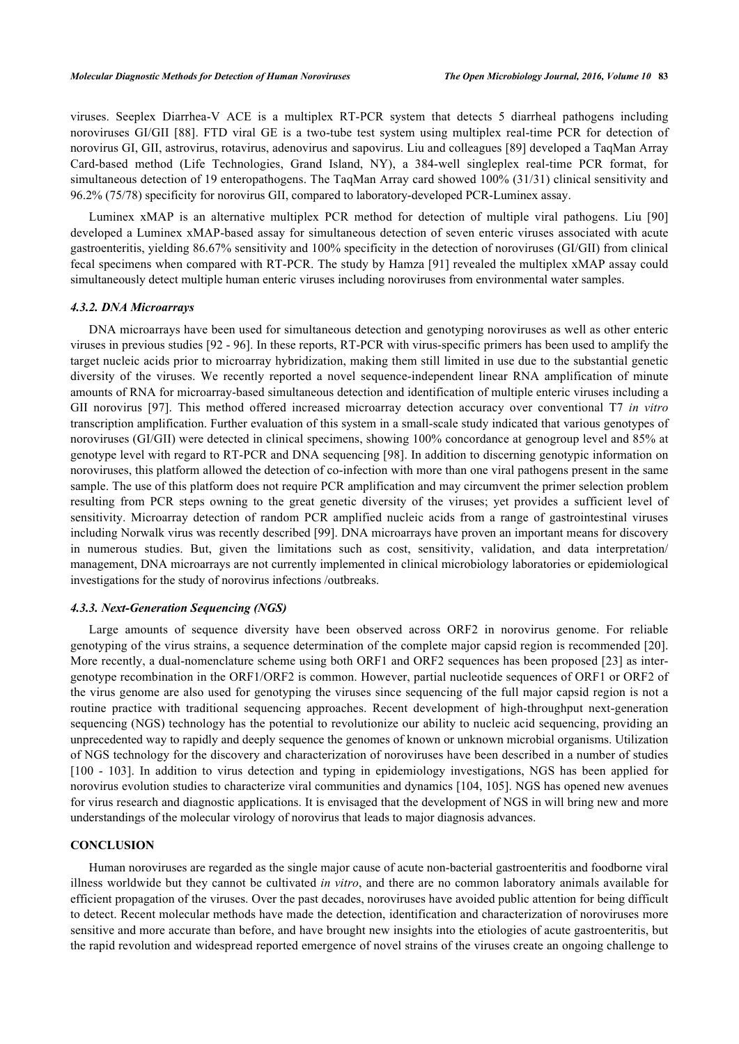viruses. Seeplex Diarrhea-V ACE is a multiplex RT-PCR system that detects 5 diarrheal pathogens including noroviruses GI/GII [88]. FTD viral GE is a two-tube test system using multiplex real-time PCR for detection of norovirus GI, GII, astrovirus, rotavirus, adenovirus and sapovirus. Liu and colleagues [89] developed a TaqMan Array Card-based method (Life Technologies, Grand Island, NY), a 384-well singleplex real-time PCR format, for simultaneous detection of 19 enteropathogens. The TaqMan Array card showed 100% (31/31) clinical sensitivity and 96.2% (75/78) specificity for norovirus GII, compared to laboratory-developed PCR-Luminex assay.

Luminex xMAP is an alternative multiplex PCR method for detection of multiple viral pathogens. Liu [90] developed a Luminex xMAP-based assay for simultaneous detection of seven enteric viruses associated with acute gastroenteritis, yielding 86.67% sensitivity and 100% specificity in the detection of noroviruses (GI/GII) from clinical fecal specimens when compared with RT-PCR. The study by Hamza [91] revealed the multiplex xMAP assay could simultaneously detect multiple human enteric viruses including noroviruses from environmental water samples.

#### *4.3.2. DNA Microarrays*

DNA microarrays have been used for simultaneous detection and genotyping noroviruses as well as other enteric viruses in previous studies [92 - 96]. In these reports, RT-PCR with virus-specific primers has been used to amplify the target nucleic acids prior to microarray hybridization, making them still limited in use due to the substantial genetic diversity of the viruses. We recently reported a novel sequence-independent linear RNA amplification of minute amounts of RNA for microarray-based simultaneous detection and identification of multiple enteric viruses including a GII norovirus [97]. This method offered increased microarray detection accuracy over conventional T7 *in vitro* transcription amplification. Further evaluation of this system in a small-scale study indicated that various genotypes of noroviruses (GI/GII) were detected in clinical specimens, showing 100% concordance at genogroup level and 85% at genotype level with regard to RT-PCR and DNA sequencing [98]. In addition to discerning genotypic information on noroviruses, this platform allowed the detection of co-infection with more than one viral pathogens present in the same sample. The use of this platform does not require PCR amplification and may circumvent the primer selection problem resulting from PCR steps owning to the great genetic diversity of the viruses; yet provides a sufficient level of sensitivity. Microarray detection of random PCR amplified nucleic acids from a range of gastrointestinal viruses including Norwalk virus was recently described [99]. DNA microarrays have proven an important means for discovery in numerous studies. But, given the limitations such as cost, sensitivity, validation, and data interpretation/ management, DNA microarrays are not currently implemented in clinical microbiology laboratories or epidemiological investigations for the study of norovirus infections /outbreaks.

#### *4.3.3. Next-Generation Sequencing (NGS)*

Large amounts of sequence diversity have been observed across ORF2 in norovirus genome. For reliable genotyping of the virus strains, a sequence determination of the complete major capsid region is recommended [20]. More recently, a dual-nomenclature scheme using both ORF1 and ORF2 sequences has been proposed [23] as inter-genotype recombination in the ORF1/ORF2 is common. However, partial nucleotide sequences of ORF1 or ORF2 of the virus genome are also used for genotyping the viruses since sequencing of the full major capsid region is not a routine practice with traditional sequencing approaches. Recent development of high-throughput next-generation sequencing (NGS) technology has the potential to revolutionize our ability to nucleic acid sequencing, providing an unprecedented way to rapidly and deeply sequence the genomes of known or unknown microbial organisms. Utilization of NGS technology for the discovery and characterization of noroviruses have been described in a number of studies [100 - 103]. In addition to virus detection and typing in epidemiology investigations, NGS has been applied for norovirus evolution studies to characterize viral communities and dynamics [104, 105]. NGS has opened new avenues for virus research and diagnostic applications. It is envisaged that the development of NGS in will bring new and more understandings of the molecular virology of norovirus that leads to major diagnosis advances.

## CONCLUSION

Human noroviruses are regarded as the single major cause of acute non-bacterial gastroenteritis and foodborne viral illness worldwide but they cannot be cultivated *in vitro*, and there are no common laboratory animals available for efficient propagation of the viruses. Over the past decades, noroviruses have avoided public attention for being difficult to detect. Recent molecular methods have made the detection, identification and characterization of noroviruses more sensitive and more accurate than before, and have brought new insights into the etiologies of acute gastroenteritis, but the rapid revolution and widespread reported emergence of novel strains of the viruses create an ongoing challenge to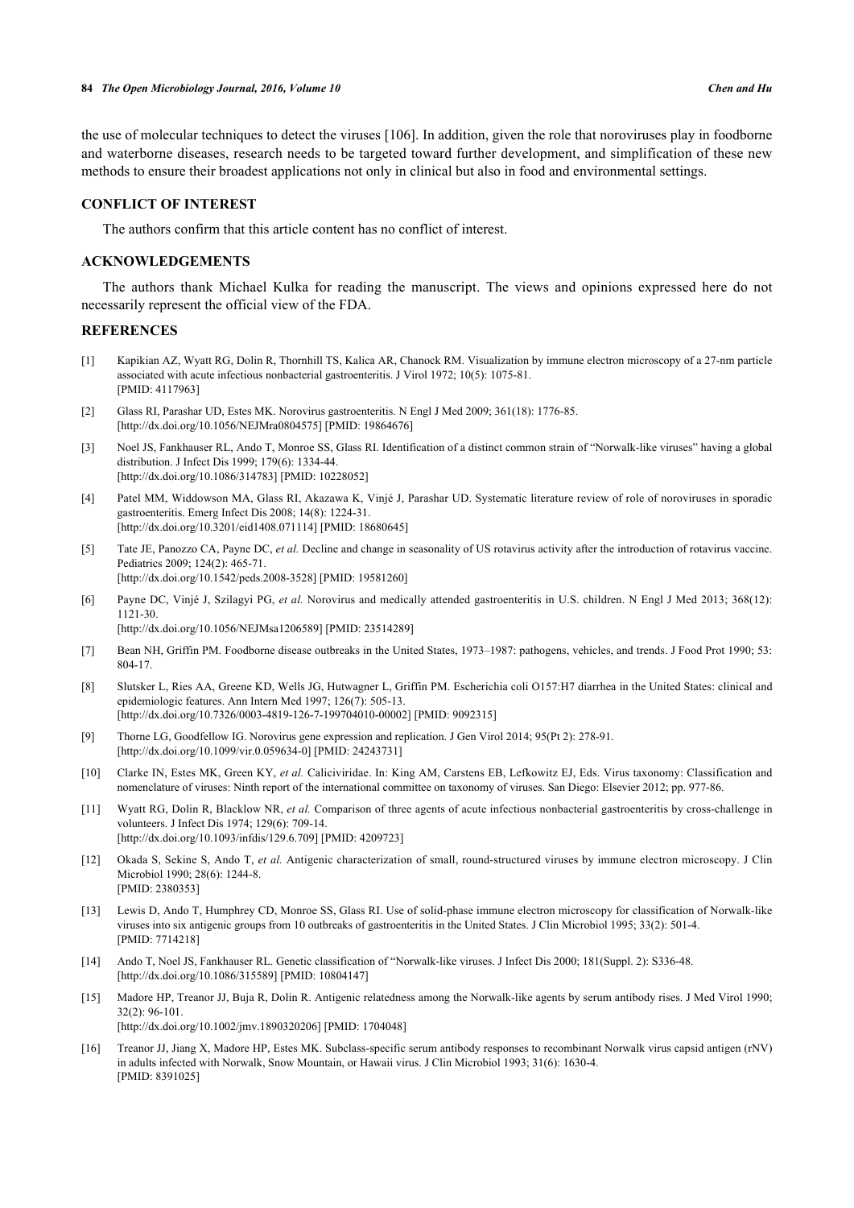the use of molecular techniques to detect the viruses [106]. In addition, given the role that noroviruses play in foodborne and waterborne diseases, research needs to be targeted toward further development, and simplification of these new methods to ensure their broadest applications not only in clinical but also in food and environmental settings.

## CONFLICT OF INTEREST

The authors confirm that this article content has no conflict of interest.

## ACKNOWLEDGEMENTS

The authors thank Michael Kulka for reading the manuscript. The views and opinions expressed here do not necessarily represent the official view of the FDA.

## REFERENCES

[1] Kapikian AZ, Wyatt RG, Dolin R, Thornhill TS, Kalica AR, Chanock RM. Visualization by immune electron microscopy of a 27-nm particle associated with acute infectious nonbacterial gastroenteritis. J Virol 1972; 10(5): 1075-81. [PMID: 4117963]

[2] Glass RI, Parashar UD, Estes MK. Norovirus gastroenteritis. N Engl J Med 2009; 361(18): 1776-85. [http://dx.doi.org/10.1056/NEJMra0804575] [PMID: 19864676]

[3] Noel JS, Fankhauser RL, Ando T, Monroe SS, Glass RI. Identification of a distinct common strain of "Norwalk-like viruses" having a global distribution. J Infect Dis 1999; 179(6): 1334-44. [http://dx.doi.org/10.1086/314783] [PMID: 10228052]

[4] Patel MM, Widdowson MA, Glass RI, Akazawa K, Vinjé J, Parashar UD. Systematic literature review of role of noroviruses in sporadic gastroenteritis. Emerg Infect Dis 2008; 14(8): 1224-31. [http://dx.doi.org/10.3201/eid1408.071114] [PMID: 18680645]

[5] Tate JE, Panozzo CA, Payne DC, *et al.* Decline and change in seasonality of US rotavirus activity after the introduction of rotavirus vaccine. Pediatrics 2009; 124(2): 465-71. [http://dx.doi.org/10.1542/peds.2008-3528] [PMID: 19581260]

[6] Payne DC, Vinjé J, Szilagyi PG, *et al.* Norovirus and medically attended gastroenteritis in U.S. children. N Engl J Med 2013; 368(12): 1121-30. [http://dx.doi.org/10.1056/NEJMsa1206589] [PMID: 23514289]

[7] Bean NH, Griffin PM. Foodborne disease outbreaks in the United States, 1973–1987: pathogens, vehicles, and trends. J Food Prot 1990; 53: 804-17.

[8] Slutsker L, Ries AA, Greene KD, Wells JG, Hutwagner L, Griffin PM. Escherichia coli O157:H7 diarrhea in the United States: clinical and epidemiologic features. Ann Intern Med 1997; 126(7): 505-13. [http://dx.doi.org/10.7326/0003-4819-126-7-199704010-00002] [PMID: 9092315]

[9] Thorne LG, Goodfellow IG. Norovirus gene expression and replication. J Gen Virol 2014; 95(Pt 2): 278-91. [http://dx.doi.org/10.1099/vir.0.059634-0] [PMID: 24243731]

[10] Clarke IN, Estes MK, Green KY, *et al.* Caliciviridae. In: King AM, Carstens EB, Lefkowitz EJ, Eds. Virus taxonomy: Classification and nomenclature of viruses: Ninth report of the international committee on taxonomy of viruses. San Diego: Elsevier 2012; pp. 977-86.

[11] Wyatt RG, Dolin R, Blacklow NR, *et al.* Comparison of three agents of acute infectious nonbacterial gastroenteritis by cross-challenge in volunteers. J Infect Dis 1974; 129(6): 709-14. [http://dx.doi.org/10.1093/infdis/129.6.709] [PMID: 4209723]

[12] Okada S, Sekine S, Ando T, *et al.* Antigenic characterization of small, round-structured viruses by immune electron microscopy. J Clin Microbiol 1990; 28(6): 1244-8. [PMID: 2380353]

[13] Lewis D, Ando T, Humphrey CD, Monroe SS, Glass RI. Use of solid-phase immune electron microscopy for classification of Norwalk-like viruses into six antigenic groups from 10 outbreaks of gastroenteritis in the United States. J Clin Microbiol 1995; 33(2): 501-4. [PMID: 7714218]

[14] Ando T, Noel JS, Fankhauser RL. Genetic classification of "Norwalk-like viruses. J Infect Dis 2000; 181(Suppl. 2): S336-48. [http://dx.doi.org/10.1086/315589] [PMID: 10804147]

[15] Madore HP, Treanor JJ, Buja R, Dolin R. Antigenic relatedness among the Norwalk-like agents by serum antibody rises. J Med Virol 1990; 32(2): 96-101. [http://dx.doi.org/10.1002/jmv.1890320206] [PMID: 1704048]

[16] Treanor JJ, Jiang X, Madore HP, Estes MK. Subclass-specific serum antibody responses to recombinant Norwalk virus capsid antigen (rNV) in adults infected with Norwalk, Snow Mountain, or Hawaii virus. J Clin Microbiol 1993; 31(6): 1630-4. [PMID: 8391025]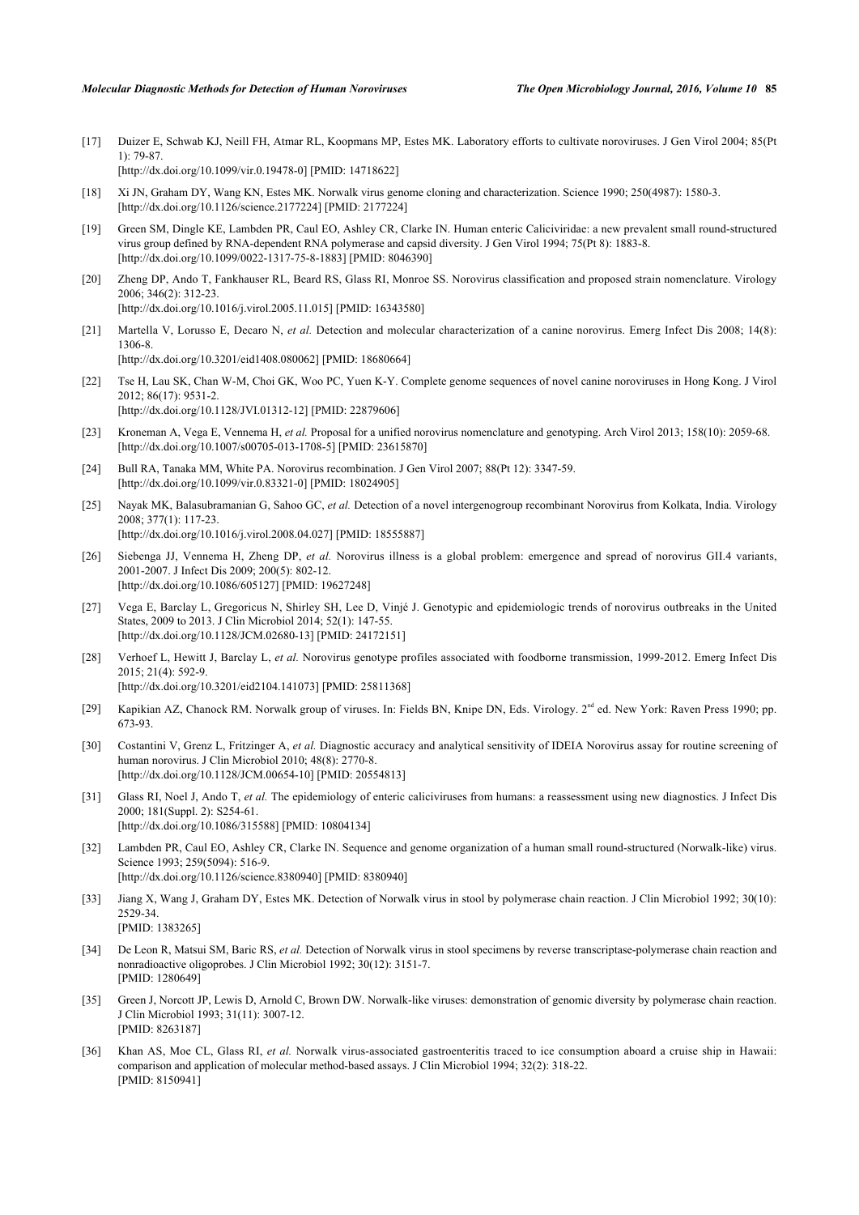[17] Duizer E, Schwab KJ, Neill FH, Atmar RL, Koopmans MP, Estes MK. Laboratory efforts to cultivate noroviruses. J Gen Virol 2004; 85(Pt 1): 79-87.
[http://dx.doi.org/10.1099/vir.0.19478-0] [PMID: 14718622]

[18] Xi JN, Graham DY, Wang KN, Estes MK. Norwalk virus genome cloning and characterization. Science 1990; 250(4987): 1580-3.
[http://dx.doi.org/10.1126/science.2177224] [PMID: 2177224]

[19] Green SM, Dingle KE, Lambden PR, Caul EO, Ashley CR, Clarke IN. Human enteric Caliciviridae: a new prevalent small round-structured virus group defined by RNA-dependent RNA polymerase and capsid diversity. J Gen Virol 1994; 75(Pt 8): 1883-8.
[http://dx.doi.org/10.1099/0022-1317-75-8-1883] [PMID: 8046390]

[20] Zheng DP, Ando T, Fankhauser RL, Beard RS, Glass RI, Monroe SS. Norovirus classification and proposed strain nomenclature. Virology 2006; 346(2): 312-23.
[http://dx.doi.org/10.1016/j.virol.2005.11.015] [PMID: 16343580]

[21] Martella V, Lorusso E, Decaro N, *et al.* Detection and molecular characterization of a canine norovirus. Emerg Infect Dis 2008; 14(8): 1306-8.
[http://dx.doi.org/10.3201/eid1408.080062] [PMID: 18680664]

[22] Tse H, Lau SK, Chan W-M, Choi GK, Woo PC, Yuen K-Y. Complete genome sequences of novel canine noroviruses in Hong Kong. J Virol 2012; 86(17): 9531-2.
[http://dx.doi.org/10.1128/JVI.01312-12] [PMID: 22879606]

[23] Kroneman A, Vega E, Vennema H, *et al.* Proposal for a unified norovirus nomenclature and genotyping. Arch Virol 2013; 158(10): 2059-68.
[http://dx.doi.org/10.1007/s00705-013-1708-5] [PMID: 23615870]

[24] Bull RA, Tanaka MM, White PA. Norovirus recombination. J Gen Virol 2007; 88(Pt 12): 3347-59.
[http://dx.doi.org/10.1099/vir.0.83321-0] [PMID: 18024905]

[25] Nayak MK, Balasubramanian G, Sahoo GC, *et al.* Detection of a novel intergenogroup recombinant Norovirus from Kolkata, India. Virology 2008; 377(1): 117-23.
[http://dx.doi.org/10.1016/j.virol.2008.04.027] [PMID: 18555887]

[26] Siebenga JJ, Vennema H, Zheng DP, *et al.* Norovirus illness is a global problem: emergence and spread of norovirus GII.4 variants, 2001-2007. J Infect Dis 2009; 200(5): 802-12.
[http://dx.doi.org/10.1086/605127] [PMID: 19627248]

[27] Vega E, Barclay L, Gregoricus N, Shirley SH, Lee D, Vinjé J. Genotypic and epidemiologic trends of norovirus outbreaks in the United States, 2009 to 2013. J Clin Microbiol 2014; 52(1): 147-55.
[http://dx.doi.org/10.1128/JCM.02680-13] [PMID: 24172151]

[28] Verhoef L, Hewitt J, Barclay L, *et al.* Norovirus genotype profiles associated with foodborne transmission, 1999-2012. Emerg Infect Dis 2015; 21(4): 592-9.
[http://dx.doi.org/10.3201/eid2104.141073] [PMID: 25811368]

[29] Kapikian AZ, Chanock RM. Norwalk group of viruses. In: Fields BN, Knipe DN, Eds. Virology. 2nd ed. New York: Raven Press 1990; pp. 673-93.

[30] Costantini V, Grenz L, Fritzinger A, *et al.* Diagnostic accuracy and analytical sensitivity of IDEIA Norovirus assay for routine screening of human norovirus. J Clin Microbiol 2010; 48(8): 2770-8.
[http://dx.doi.org/10.1128/JCM.00654-10] [PMID: 20554813]

[31] Glass RI, Noel J, Ando T, *et al.* The epidemiology of enteric caliciviruses from humans: a reassessment using new diagnostics. J Infect Dis 2000; 181(Suppl. 2): S254-61.
[http://dx.doi.org/10.1086/315588] [PMID: 10804134]

[32] Lambden PR, Caul EO, Ashley CR, Clarke IN. Sequence and genome organization of a human small round-structured (Norwalk-like) virus. Science 1993; 259(5094): 516-9.
[http://dx.doi.org/10.1126/science.8380940] [PMID: 8380940]

[33] Jiang X, Wang J, Graham DY, Estes MK. Detection of Norwalk virus in stool by polymerase chain reaction. J Clin Microbiol 1992; 30(10): 2529-34.
[PMID: 1383265]

[34] De Leon R, Matsui SM, Baric RS, *et al.* Detection of Norwalk virus in stool specimens by reverse transcriptase-polymerase chain reaction and nonradioactive oligoprobes. J Clin Microbiol 1992; 30(12): 3151-7.
[PMID: 1280649]

[35] Green J, Norcott JP, Lewis D, Arnold C, Brown DW. Norwalk-like viruses: demonstration of genomic diversity by polymerase chain reaction. J Clin Microbiol 1993; 31(11): 3007-12.
[PMID: 8263187]

[36] Khan AS, Moe CL, Glass RI, *et al.* Norwalk virus-associated gastroenteritis traced to ice consumption aboard a cruise ship in Hawaii: comparison and application of molecular method-based assays. J Clin Microbiol 1994; 32(2): 318-22.
[PMID: 8150941]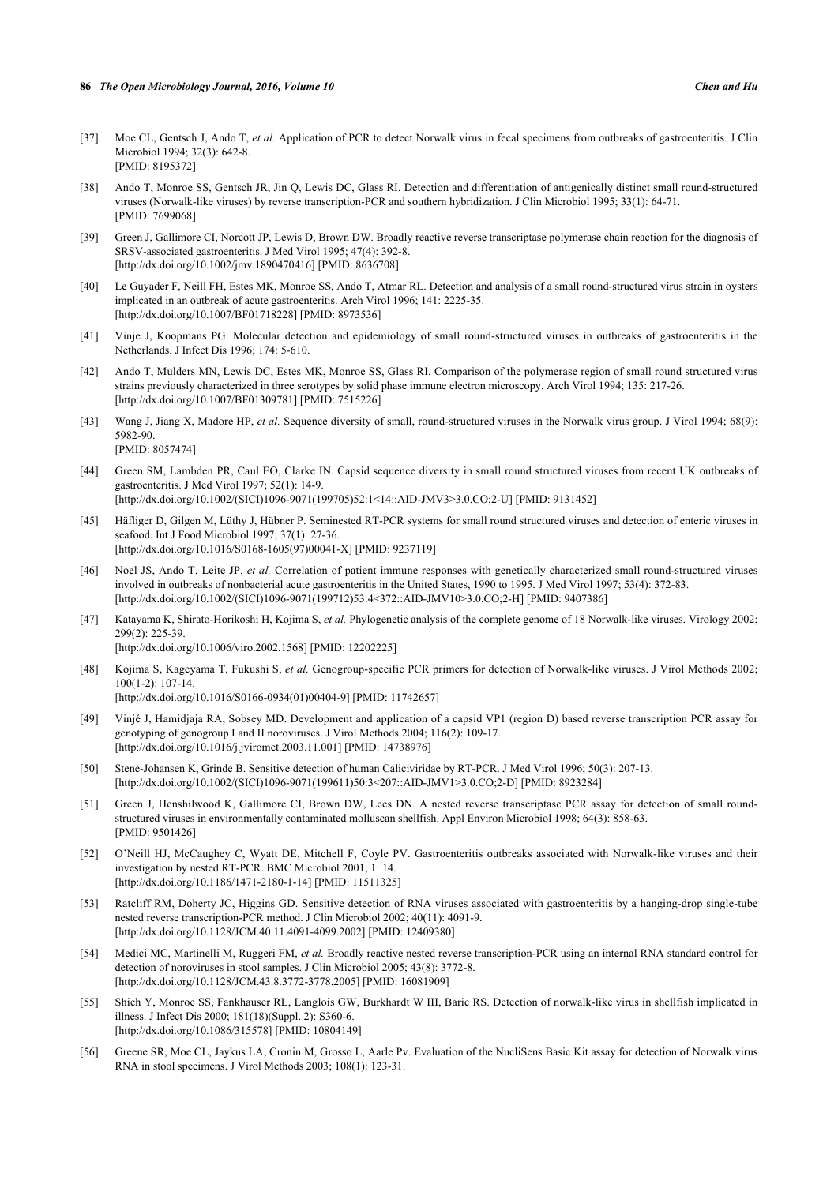[37] Moe CL, Gentsch J, Ando T, *et al.* Application of PCR to detect Norwalk virus in fecal specimens from outbreaks of gastroenteritis. J Clin Microbiol 1994; 32(3): 642-8.
[PMID: 8195372]

[38] Ando T, Monroe SS, Gentsch JR, Jin Q, Lewis DC, Glass RI. Detection and differentiation of antigenically distinct small round-structured viruses (Norwalk-like viruses) by reverse transcription-PCR and southern hybridization. J Clin Microbiol 1995; 33(1): 64-71.
[PMID: 7699068]

[39] Green J, Gallimore CI, Norcott JP, Lewis D, Brown DW. Broadly reactive reverse transcriptase polymerase chain reaction for the diagnosis of SRSV-associated gastroenteritis. J Med Virol 1995; 47(4): 392-8.
[http://dx.doi.org/10.1002/jmv.1890470416] [PMID: 8636708]

[40] Le Guyader F, Neill FH, Estes MK, Monroe SS, Ando T, Atmar RL. Detection and analysis of a small round-structured virus strain in oysters implicated in an outbreak of acute gastroenteritis. Arch Virol 1996; 141: 2225-35.
[http://dx.doi.org/10.1007/BF01718228] [PMID: 8973536]

[41] Vinje J, Koopmans PG. Molecular detection and epidemiology of small round-structured viruses in outbreaks of gastroenteritis in the Netherlands. J Infect Dis 1996; 174: 5-610.

[42] Ando T, Mulders MN, Lewis DC, Estes MK, Monroe SS, Glass RI. Comparison of the polymerase region of small round structured virus strains previously characterized in three serotypes by solid phase immune electron microscopy. Arch Virol 1994; 135: 217-26.
[http://dx.doi.org/10.1007/BF01309781] [PMID: 7515226]

[43] Wang J, Jiang X, Madore HP, *et al.* Sequence diversity of small, round-structured viruses in the Norwalk virus group. J Virol 1994; 68(9): 5982-90.
[PMID: 8057474]

[44] Green SM, Lambden PR, Caul EO, Clarke IN. Capsid sequence diversity in small round structured viruses from recent UK outbreaks of gastroenteritis. J Med Virol 1997; 52(1): 14-9.
[http://dx.doi.org/10.1002/(SICI)1096-9071(199705)52:1<14::AID-JMV3>3.0.CO;2-U] [PMID: 9131452]

[45] Häfliger D, Gilgen M, Lüthy J, Hübner P. Seminested RT-PCR systems for small round structured viruses and detection of enteric viruses in seafood. Int J Food Microbiol 1997; 37(1): 27-36.
[http://dx.doi.org/10.1016/S0168-1605(97)00041-X] [PMID: 9237119]

[46] Noel JS, Ando T, Leite JP, *et al.* Correlation of patient immune responses with genetically characterized small round-structured viruses involved in outbreaks of nonbacterial acute gastroenteritis in the United States, 1990 to 1995. J Med Virol 1997; 53(4): 372-83.
[http://dx.doi.org/10.1002/(SICI)1096-9071(199712)53:4<372::AID-JMV10>3.0.CO;2-H] [PMID: 9407386]

[47] Katayama K, Shirato-Horikoshi H, Kojima S, *et al.* Phylogenetic analysis of the complete genome of 18 Norwalk-like viruses. Virology 2002; 299(2): 225-39.
[http://dx.doi.org/10.1006/viro.2002.1568] [PMID: 12202225]

[48] Kojima S, Kageyama T, Fukushi S, *et al.* Genogroup-specific PCR primers for detection of Norwalk-like viruses. J Virol Methods 2002; 100(1-2): 107-14.
[http://dx.doi.org/10.1016/S0166-0934(01)00404-9] [PMID: 11742657]

[49] Vinjé J, Hamidjaja RA, Sobsey MD. Development and application of a capsid VP1 (region D) based reverse transcription PCR assay for genotyping of genogroup I and II noroviruses. J Virol Methods 2004; 116(2): 109-17.
[http://dx.doi.org/10.1016/j.jviromet.2003.11.001] [PMID: 14738976]

[50] Stene-Johansen K, Grinde B. Sensitive detection of human Caliciviridae by RT-PCR. J Med Virol 1996; 50(3): 207-13.
[http://dx.doi.org/10.1002/(SICI)1096-9071(199611)50:3<207::AID-JMV1>3.0.CO;2-D] [PMID: 8923284]

[51] Green J, Henshilwood K, Gallimore CI, Brown DW, Lees DN. A nested reverse transcriptase PCR assay for detection of small round-structured viruses in environmentally contaminated molluscan shellfish. Appl Environ Microbiol 1998; 64(3): 858-63.
[PMID: 9501426]

[52] O'Neill HJ, McCaughey C, Wyatt DE, Mitchell F, Coyle PV. Gastroenteritis outbreaks associated with Norwalk-like viruses and their investigation by nested RT-PCR. BMC Microbiol 2001; 1: 14.
[http://dx.doi.org/10.1186/1471-2180-1-14] [PMID: 11511325]

[53] Ratcliff RM, Doherty JC, Higgins GD. Sensitive detection of RNA viruses associated with gastroenteritis by a hanging-drop single-tube nested reverse transcription-PCR method. J Clin Microbiol 2002; 40(11): 4091-9.
[http://dx.doi.org/10.1128/JCM.40.11.4091-4099.2002] [PMID: 12409380]

[54] Medici MC, Martinelli M, Ruggeri FM, *et al.* Broadly reactive nested reverse transcription-PCR using an internal RNA standard control for detection of noroviruses in stool samples. J Clin Microbiol 2005; 43(8): 3772-8.
[http://dx.doi.org/10.1128/JCM.43.8.3772-3778.2005] [PMID: 16081909]

[55] Shieh Y, Monroe SS, Fankhauser RL, Langlois GW, Burkhardt W III, Baric RS. Detection of norwalk-like virus in shellfish implicated in illness. J Infect Dis 2000; 181(18)(Suppl. 2): S360-6.
[http://dx.doi.org/10.1086/315578] [PMID: 10804149]

[56] Greene SR, Moe CL, Jaykus LA, Cronin M, Grosso L, Aarle Pv. Evaluation of the NucliSens Basic Kit assay for detection of Norwalk virus RNA in stool specimens. J Virol Methods 2003; 108(1): 123-31.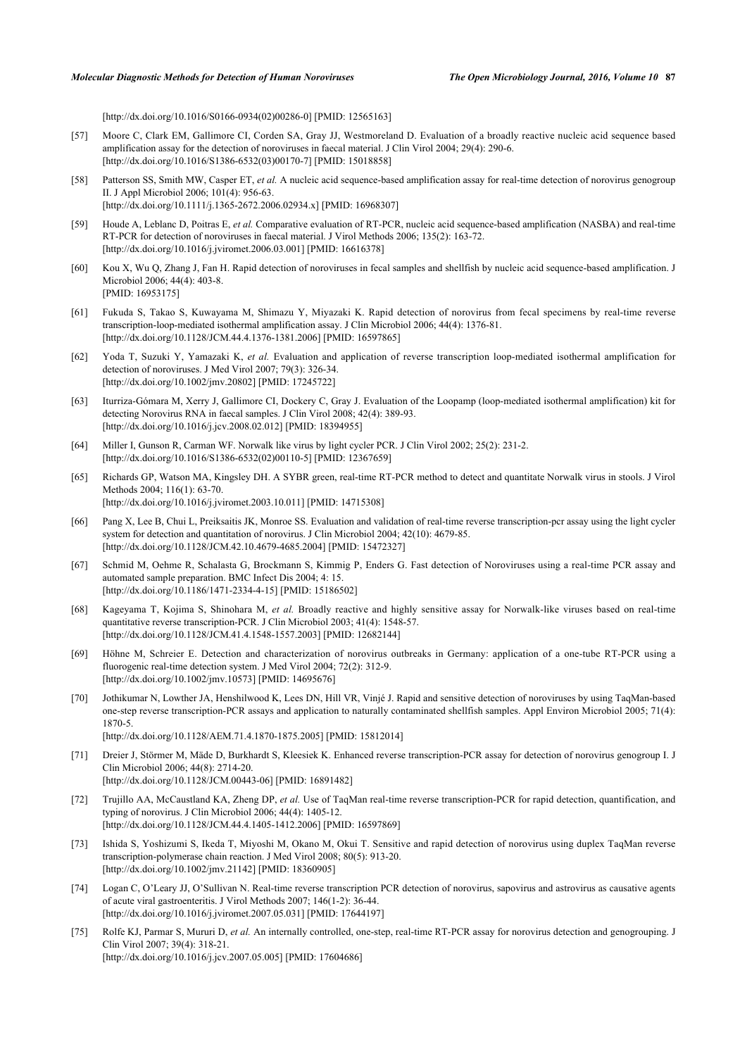[http://dx.doi.org/10.1016/S0166-0934(02)00286-0] [PMID: 12565163]

[57] Moore C, Clark EM, Gallimore CI, Corden SA, Gray JJ, Westmoreland D. Evaluation of a broadly reactive nucleic acid sequence based amplification assay for the detection of noroviruses in faecal material. J Clin Virol 2004; 29(4): 290-6. [http://dx.doi.org/10.1016/S1386-6532(03)00170-7] [PMID: 15018858]

[58] Patterson SS, Smith MW, Casper ET, *et al.* A nucleic acid sequence-based amplification assay for real-time detection of norovirus genogroup II. J Appl Microbiol 2006; 101(4): 956-63. [http://dx.doi.org/10.1111/j.1365-2672.2006.02934.x] [PMID: 16968307]

[59] Houde A, Leblanc D, Poitras E, *et al.* Comparative evaluation of RT-PCR, nucleic acid sequence-based amplification (NASBA) and real-time RT-PCR for detection of noroviruses in faecal material. J Virol Methods 2006; 135(2): 163-72. [http://dx.doi.org/10.1016/j.jviromet.2006.03.001] [PMID: 16616378]

[60] Kou X, Wu Q, Zhang J, Fan H. Rapid detection of noroviruses in fecal samples and shellfish by nucleic acid sequence-based amplification. J Microbiol 2006; 44(4): 403-8. [PMID: 16953175]

[61] Fukuda S, Takao S, Kuwayama M, Shimazu Y, Miyazaki K. Rapid detection of norovirus from fecal specimens by real-time reverse transcription-loop-mediated isothermal amplification assay. J Clin Microbiol 2006; 44(4): 1376-81. [http://dx.doi.org/10.1128/JCM.44.4.1376-1381.2006] [PMID: 16597865]

[62] Yoda T, Suzuki Y, Yamazaki K, *et al.* Evaluation and application of reverse transcription loop-mediated isothermal amplification for detection of noroviruses. J Med Virol 2007; 79(3): 326-34. [http://dx.doi.org/10.1002/jmv.20802] [PMID: 17245722]

[63] Iturriza-Gómara M, Xerry J, Gallimore CI, Dockery C, Gray J. Evaluation of the Loopamp (loop-mediated isothermal amplification) kit for detecting Norovirus RNA in faecal samples. J Clin Virol 2008; 42(4): 389-93. [http://dx.doi.org/10.1016/j.jcv.2008.02.012] [PMID: 18394955]

[64] Miller I, Gunson R, Carman WF. Norwalk like virus by light cycler PCR. J Clin Virol 2002; 25(2): 231-2. [http://dx.doi.org/10.1016/S1386-6532(02)00110-5] [PMID: 12367659]

[65] Richards GP, Watson MA, Kingsley DH. A SYBR green, real-time RT-PCR method to detect and quantitate Norwalk virus in stools. J Virol Methods 2004; 116(1): 63-70. [http://dx.doi.org/10.1016/j.jviromet.2003.10.011] [PMID: 14715308]

[66] Pang X, Lee B, Chui L, Preiksaitis JK, Monroe SS. Evaluation and validation of real-time reverse transcription-pcr assay using the light cycler system for detection and quantitation of norovirus. J Clin Microbiol 2004; 42(10): 4679-85. [http://dx.doi.org/10.1128/JCM.42.10.4679-4685.2004] [PMID: 15472327]

[67] Schmid M, Oehme R, Schalasta G, Brockmann S, Kimmig P, Enders G. Fast detection of Noroviruses using a real-time PCR assay and automated sample preparation. BMC Infect Dis 2004; 4: 15. [http://dx.doi.org/10.1186/1471-2334-4-15] [PMID: 15186502]

[68] Kageyama T, Kojima S, Shinohara M, *et al.* Broadly reactive and highly sensitive assay for Norwalk-like viruses based on real-time quantitative reverse transcription-PCR. J Clin Microbiol 2003; 41(4): 1548-57. [http://dx.doi.org/10.1128/JCM.41.4.1548-1557.2003] [PMID: 12682144]

[69] Höhne M, Schreier E. Detection and characterization of norovirus outbreaks in Germany: application of a one-tube RT-PCR using a fluorogenic real-time detection system. J Med Virol 2004; 72(2): 312-9. [http://dx.doi.org/10.1002/jmv.10573] [PMID: 14695676]

[70] Jothikumar N, Lowther JA, Henshilwood K, Lees DN, Hill VR, Vinjé J. Rapid and sensitive detection of noroviruses by using TaqMan-based one-step reverse transcription-PCR assays and application to naturally contaminated shellfish samples. Appl Environ Microbiol 2005; 71(4): 1870-5. [http://dx.doi.org/10.1128/AEM.71.4.1870-1875.2005] [PMID: 15812014]

[71] Dreier J, Störmer M, Mäde D, Burkhardt S, Kleesiek K. Enhanced reverse transcription-PCR assay for detection of norovirus genogroup I. J Clin Microbiol 2006; 44(8): 2714-20. [http://dx.doi.org/10.1128/JCM.00443-06] [PMID: 16891482]

[72] Trujillo AA, McCaustland KA, Zheng DP, *et al.* Use of TaqMan real-time reverse transcription-PCR for rapid detection, quantification, and typing of norovirus. J Clin Microbiol 2006; 44(4): 1405-12. [http://dx.doi.org/10.1128/JCM.44.4.1405-1412.2006] [PMID: 16597869]

[73] Ishida S, Yoshizumi S, Ikeda T, Miyoshi M, Okano M, Okui T. Sensitive and rapid detection of norovirus using duplex TaqMan reverse transcription-polymerase chain reaction. J Med Virol 2008; 80(5): 913-20. [http://dx.doi.org/10.1002/jmv.21142] [PMID: 18360905]

[74] Logan C, O'Leary JJ, O'Sullivan N. Real-time reverse transcription PCR detection of norovirus, sapovirus and astrovirus as causative agents of acute viral gastroenteritis. J Virol Methods 2007; 146(1-2): 36-44. [http://dx.doi.org/10.1016/j.jviromet.2007.05.031] [PMID: 17644197]

[75] Rolfe KJ, Parmar S, Mururi D, *et al.* An internally controlled, one-step, real-time RT-PCR assay for norovirus detection and genogrouping. J Clin Virol 2007; 39(4): 318-21. [http://dx.doi.org/10.1016/j.jcv.2007.05.005] [PMID: 17604686]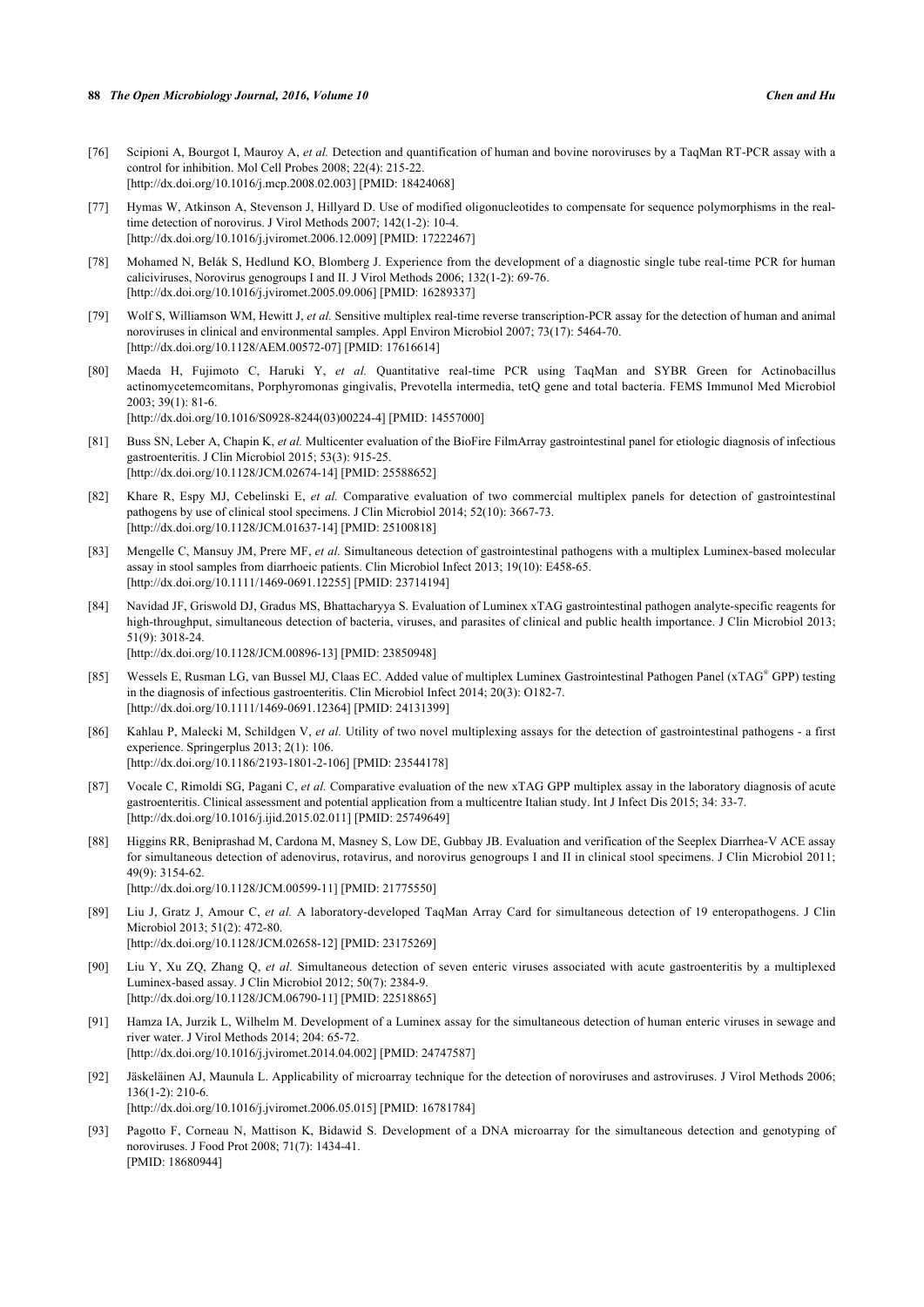[76] Scipioni A, Bourgot I, Mauroy A, *et al.* Detection and quantification of human and bovine noroviruses by a TaqMan RT-PCR assay with a control for inhibition. Mol Cell Probes 2008; 22(4): 215-22.
[http://dx.doi.org/10.1016/j.mcp.2008.02.003] [PMID: 18424068]

[77] Hymas W, Atkinson A, Stevenson J, Hillyard D. Use of modified oligonucleotides to compensate for sequence polymorphisms in the real-time detection of norovirus. J Virol Methods 2007; 142(1-2): 10-4.
[http://dx.doi.org/10.1016/j.jviromet.2006.12.009] [PMID: 17222467]

[78] Mohamed N, Belák S, Hedlund KO, Blomberg J. Experience from the development of a diagnostic single tube real-time PCR for human caliciviruses, Norovirus genogroups I and II. J Virol Methods 2006; 132(1-2): 69-76.
[http://dx.doi.org/10.1016/j.jviromet.2005.09.006] [PMID: 16289337]

[79] Wolf S, Williamson WM, Hewitt J, *et al.* Sensitive multiplex real-time reverse transcription-PCR assay for the detection of human and animal noroviruses in clinical and environmental samples. Appl Environ Microbiol 2007; 73(17): 5464-70.
[http://dx.doi.org/10.1128/AEM.00572-07] [PMID: 17616614]

[80] Maeda H, Fujimoto C, Haruki Y, *et al.* Quantitative real-time PCR using TaqMan and SYBR Green for Actinobacillus actinomycetemcomitans, Porphyromonas gingivalis, Prevotella intermedia, tetQ gene and total bacteria. FEMS Immunol Med Microbiol 2003; 39(1): 81-6.
[http://dx.doi.org/10.1016/S0928-8244(03)00224-4] [PMID: 14557000]

[81] Buss SN, Leber A, Chapin K, *et al.* Multicenter evaluation of the BioFire FilmArray gastrointestinal panel for etiologic diagnosis of infectious gastroenteritis. J Clin Microbiol 2015; 53(3): 915-25.
[http://dx.doi.org/10.1128/JCM.02674-14] [PMID: 25588652]

[82] Khare R, Espy MJ, Cebelinski E, *et al.* Comparative evaluation of two commercial multiplex panels for detection of gastrointestinal pathogens by use of clinical stool specimens. J Clin Microbiol 2014; 52(10): 3667-73.
[http://dx.doi.org/10.1128/JCM.01637-14] [PMID: 25100818]

[83] Mengelle C, Mansuy JM, Prere MF, *et al.* Simultaneous detection of gastrointestinal pathogens with a multiplex Luminex-based molecular assay in stool samples from diarrhoeic patients. Clin Microbiol Infect 2013; 19(10): E458-65.
[http://dx.doi.org/10.1111/1469-0691.12255] [PMID: 23714194]

[84] Navidad JF, Griswold DJ, Gradus MS, Bhattacharyya S. Evaluation of Luminex xTAG gastrointestinal pathogen analyte-specific reagents for high-throughput, simultaneous detection of bacteria, viruses, and parasites of clinical and public health importance. J Clin Microbiol 2013; 51(9): 3018-24.
[http://dx.doi.org/10.1128/JCM.00896-13] [PMID: 23850948]

[85] Wessels E, Rusman LG, van Bussel MJ, Claas EC. Added value of multiplex Luminex Gastrointestinal Pathogen Panel (xTAG® GPP) testing in the diagnosis of infectious gastroenteritis. Clin Microbiol Infect 2014; 20(3): O182-7.
[http://dx.doi.org/10.1111/1469-0691.12364] [PMID: 24131399]

[86] Kahlau P, Malecki M, Schildgen V, *et al.* Utility of two novel multiplexing assays for the detection of gastrointestinal pathogens - a first experience. Springerplus 2013; 2(1): 106.
[http://dx.doi.org/10.1186/2193-1801-2-106] [PMID: 23544178]

[87] Vocale C, Rimoldi SG, Pagani C, *et al.* Comparative evaluation of the new xTAG GPP multiplex assay in the laboratory diagnosis of acute gastroenteritis. Clinical assessment and potential application from a multicentre Italian study. Int J Infect Dis 2015; 34: 33-7.
[http://dx.doi.org/10.1016/j.ijid.2015.02.011] [PMID: 25749649]

[88] Higgins RR, Beniprashad M, Cardona M, Masney S, Low DE, Gubbay JB. Evaluation and verification of the Seeplex Diarrhea-V ACE assay for simultaneous detection of adenovirus, rotavirus, and norovirus genogroups I and II in clinical stool specimens. J Clin Microbiol 2011; 49(9): 3154-62.
[http://dx.doi.org/10.1128/JCM.00599-11] [PMID: 21775550]

[89] Liu J, Gratz J, Amour C, *et al.* A laboratory-developed TaqMan Array Card for simultaneous detection of 19 enteropathogens. J Clin Microbiol 2013; 51(2): 472-80.
[http://dx.doi.org/10.1128/JCM.02658-12] [PMID: 23175269]

[90] Liu Y, Xu ZQ, Zhang Q, *et al.* Simultaneous detection of seven enteric viruses associated with acute gastroenteritis by a multiplexed Luminex-based assay. J Clin Microbiol 2012; 50(7): 2384-9.
[http://dx.doi.org/10.1128/JCM.06790-11] [PMID: 22518865]

[91] Hamza IA, Jurzik L, Wilhelm M. Development of a Luminex assay for the simultaneous detection of human enteric viruses in sewage and river water. J Virol Methods 2014; 204: 65-72.
[http://dx.doi.org/10.1016/j.jviromet.2014.04.002] [PMID: 24747587]

[92] Jääskeläinen AJ, Maunula L. Applicability of microarray technique for the detection of noroviruses and astroviruses. J Virol Methods 2006; 136(1-2): 210-6.
[http://dx.doi.org/10.1016/j.jviromet.2006.05.015] [PMID: 16781784]

[93] Pagotto F, Corneau N, Mattison K, Bidawid S. Development of a DNA microarray for the simultaneous detection and genotyping of noroviruses. J Food Prot 2008; 71(7): 1434-41.
[PMID: 18680944]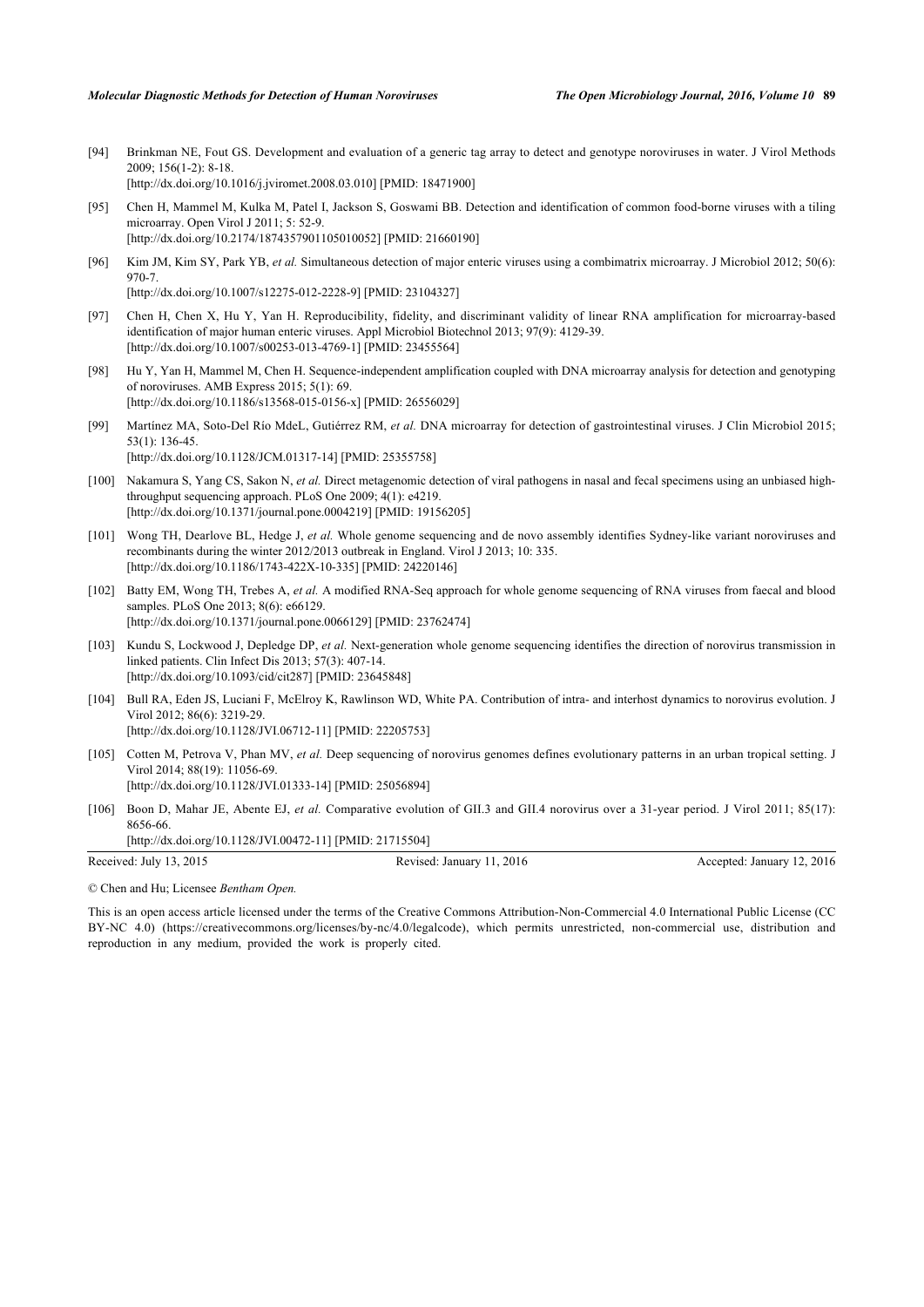[94] Brinkman NE, Fout GS. Development and evaluation of a generic tag array to detect and genotype noroviruses in water. J Virol Methods 2009; 156(1-2): 8-18.
[http://dx.doi.org/10.1016/j.jviromet.2008.03.010] [PMID: 18471900]

[95] Chen H, Mammel M, Kulka M, Patel I, Jackson S, Goswami BB. Detection and identification of common food-borne viruses with a tiling microarray. Open Virol J 2011; 5: 52-9.
[http://dx.doi.org/10.2174/1874357901105010052] [PMID: 21660190]

[96] Kim JM, Kim SY, Park YB, *et al.* Simultaneous detection of major enteric viruses using a combimatrix microarray. J Microbiol 2012; 50(6): 970-7.
[http://dx.doi.org/10.1007/s12275-012-2228-9] [PMID: 23104327]

[97] Chen H, Chen X, Hu Y, Yan H. Reproducibility, fidelity, and discriminant validity of linear RNA amplification for microarray-based identification of major human enteric viruses. Appl Microbiol Biotechnol 2013; 97(9): 4129-39.
[http://dx.doi.org/10.1007/s00253-013-4769-1] [PMID: 23455564]

[98] Hu Y, Yan H, Mammel M, Chen H. Sequence-independent amplification coupled with DNA microarray analysis for detection and genotyping of noroviruses. AMB Express 2015; 5(1): 69.
[http://dx.doi.org/10.1186/s13568-015-0156-x] [PMID: 26556029]

[99] Martínez MA, Soto-Del Río MdeL, Gutiérrez RM, *et al.* DNA microarray for detection of gastrointestinal viruses. J Clin Microbiol 2015; 53(1): 136-45.
[http://dx.doi.org/10.1128/JCM.01317-14] [PMID: 25355758]

[100] Nakamura S, Yang CS, Sakon N, *et al.* Direct metagenomic detection of viral pathogens in nasal and fecal specimens using an unbiased high-throughput sequencing approach. PLoS One 2009; 4(1): e4219.
[http://dx.doi.org/10.1371/journal.pone.0004219] [PMID: 19156205]

[101] Wong TH, Dearlove BL, Hedge J, *et al.* Whole genome sequencing and de novo assembly identifies Sydney-like variant noroviruses and recombinants during the winter 2012/2013 outbreak in England. Virol J 2013; 10: 335.
[http://dx.doi.org/10.1186/1743-422X-10-335] [PMID: 24220146]

[102] Batty EM, Wong TH, Trebes A, *et al.* A modified RNA-Seq approach for whole genome sequencing of RNA viruses from faecal and blood samples. PLoS One 2013; 8(6): e66129.
[http://dx.doi.org/10.1371/journal.pone.0066129] [PMID: 23762474]

[103] Kundu S, Lockwood J, Depledge DP, *et al.* Next-generation whole genome sequencing identifies the direction of norovirus transmission in linked patients. Clin Infect Dis 2013; 57(3): 407-14.
[http://dx.doi.org/10.1093/cid/cit287] [PMID: 23645848]

[104] Bull RA, Eden JS, Luciani F, McElroy K, Rawlinson WD, White PA. Contribution of intra- and interhost dynamics to norovirus evolution. J Virol 2012; 86(6): 3219-29.
[http://dx.doi.org/10.1128/JVI.06712-11] [PMID: 22205753]

[105] Cotten M, Petrova V, Phan MV, *et al.* Deep sequencing of norovirus genomes defines evolutionary patterns in an urban tropical setting. J Virol 2014; 88(19): 11056-69.
[http://dx.doi.org/10.1128/JVI.01333-14] [PMID: 25056894]

[106] Boon D, Mahar JE, Abente EJ, *et al.* Comparative evolution of GII.3 and GII.4 norovirus over a 31-year period. J Virol 2011; 85(17): 8656-66.
[http://dx.doi.org/10.1128/JVI.00472-11] [PMID: 21715504]

Received: July 13, 2015 Revised: January 11, 2016 Accepted: January 12, 2016

© Chen and Hu; Licensee *Bentham Open.*

This is an open access article licensed under the terms of the Creative Commons Attribution-Non-Commercial 4.0 International Public License (CC BY-NC 4.0) (https://creativecommons.org/licenses/by-nc/4.0/legalcode), which permits unrestricted, non-commercial use, distribution and reproduction in any medium, provided the work is properly cited.